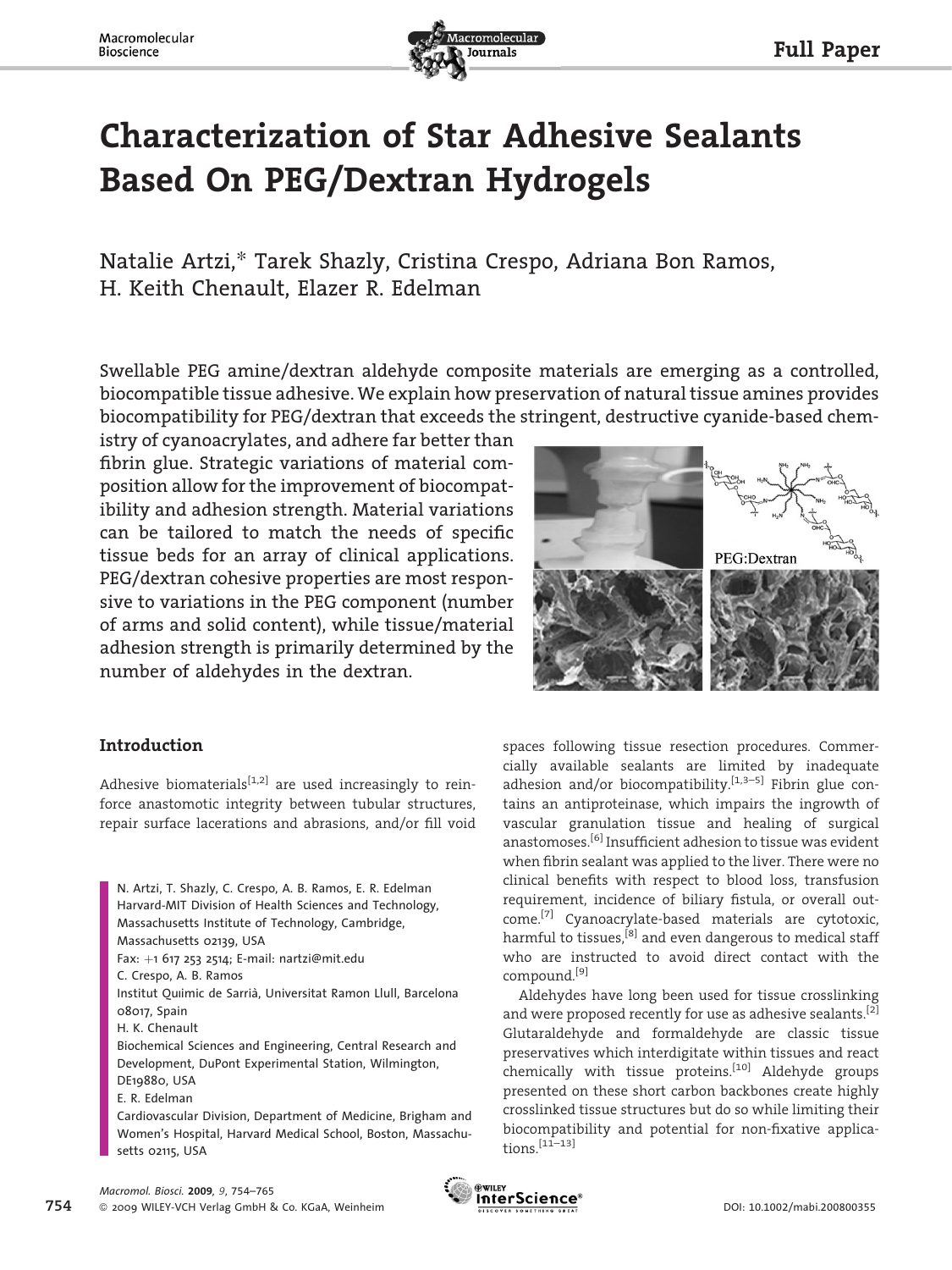# Characterization of Star Adhesive Sealants Based On PEG/Dextran Hydrogels

Natalie Artzi,* Tarek Shazly, Cristina Crespo, Adriana Bon Ramos, H. Keith Chenault, Elazer R. Edelman

Swellable PEG amine/dextran aldehyde composite materials are emerging as a controlled, biocompatible tissue adhesive. We explain how preservation of natural tissue amines provides biocompatibility for PEG/dextran that exceeds the stringent, destructive cyanide-based chemistry of cyanoacrylates, and adhere far better than fibrin glue. Strategic variations of material composition allow for the improvement of biocompatibility and adhesion strength. Material variations can be tailored to match the needs of specific tissue beds for an array of clinical applications. PEG/dextran cohesive properties are most responsive to variations in the PEG component (number of arms and solid content), while tissue/material adhesion strength is primarily determined by the number of aldehydes in the dextran.

N. Artzi, T. Shazly, C. Crespo, A. B. Ramos, E. R. Edelman
Harvard-MIT Division of Health Sciences and Technology, Massachusetts Institute of Technology, Cambridge, Massachusetts 02139, USA
Fax: +1 617 253 2514; E-mail: nartzi@mit.edu

C. Crespo, A. B. Ramos
Institut Quimic de Sarrià, Universitat Ramon Llull, Barcelona 08017, Spain

H. K. Chenault
Biochemical Sciences and Engineering, Central Research and Development, DuPont Experimental Station, Wilmington, DE19880, USA

E. R. Edelman
Cardiovascular Division, Department of Medicine, Brigham and Women's Hospital, Harvard Medical School, Boston, Massachusetts 02115, USA

## Introduction

Adhesive biomaterials[1,2] are used increasingly to reinforce anastomotic integrity between tubular structures, repair surface lacerations and abrasions, and/or fill void spaces following tissue resection procedures. Commercially available sealants are limited by inadequate adhesion and/or biocompatibility.[1,3–5] Fibrin glue contains an antiproteinase, which impairs the ingrowth of vascular granulation tissue and healing of surgical anastomoses.[6] Insufficient adhesion to tissue was evident when fibrin sealant was applied to the liver. There were no clinical benefits with respect to blood loss, transfusion requirement, incidence of biliary fistula, or overall outcome.[7] Cyanoacrylate-based materials are cytotoxic, harmful to tissues,[8] and even dangerous to medical staff who are instructed to avoid direct contact with the compound.[9]

Aldehydes have long been used for tissue crosslinking and were proposed recently for use as adhesive sealants.[2] Glutaraldehyde and formaldehyde are classic tissue preservatives which interdigitate within tissues and react chemically with tissue proteins.[10] Aldehyde groups presented on these short carbon backbones create highly crosslinked tissue structures but do so while limiting their biocompatibility and potential for non-fixative applications.[11–13]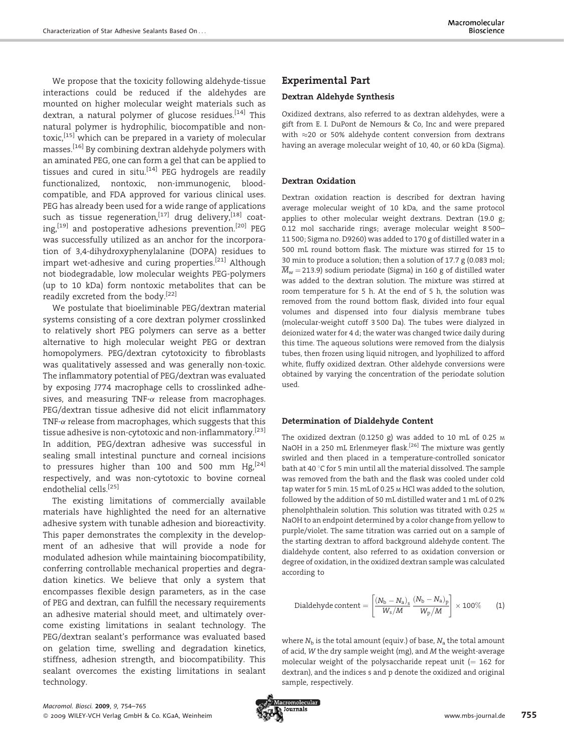We propose that the toxicity following aldehyde-tissue interactions could be reduced if the aldehydes are mounted on higher molecular weight materials such as dextran, a natural polymer of glucose residues.[14] This natural polymer is hydrophilic, biocompatible and non-toxic,[15] which can be prepared in a variety of molecular masses.[16] By combining dextran aldehyde polymers with an aminated PEG, one can form a gel that can be applied to tissues and cured in situ.[14] PEG hydrogels are readily functionalized, nontoxic, non-immunogenic, blood-compatible, and FDA approved for various clinical uses. PEG has already been used for a wide range of applications such as tissue regeneration,[17] drug delivery,[18] coating,[19] and postoperative adhesions prevention.[20] PEG was successfully utilized as an anchor for the incorporation of 3,4-dihydroxyphenylalanine (DOPA) residues to impart wet-adhesive and curing properties.[21] Although not biodegradable, low molecular weights PEG-polymers (up to 10 kDa) form nontoxic metabolites that can be readily excreted from the body.[22]

We postulate that bioeliminable PEG/dextran material systems consisting of a core dextran polymer crosslinked to relatively short PEG polymers can serve as a better alternative to high molecular weight PEG or dextran homopolymers. PEG/dextran cytotoxicity to fibroblasts was qualitatively assessed and was generally non-toxic. The inflammatory potential of PEG/dextran was evaluated by exposing J774 macrophage cells to crosslinked adhesives, and measuring TNF-$\alpha$ release from macrophages. PEG/dextran tissue adhesive did not elicit inflammatory TNF-$\alpha$ release from macrophages, which suggests that this tissue adhesive is non-cytotoxic and non-inflammatory.[23] In addition, PEG/dextran adhesive was successful in sealing small intestinal puncture and corneal incisions to pressures higher than 100 and 500 mm Hg,[24] respectively, and was non-cytotoxic to bovine corneal endothelial cells.[25]

The existing limitations of commercially available materials have highlighted the need for an alternative adhesive system with tunable adhesion and bioreactivity. This paper demonstrates the complexity in the development of an adhesive that will provide a node for modulated adhesion while maintaining biocompatibility, conferring controllable mechanical properties and degradation kinetics. We believe that only a system that encompasses flexible design parameters, as in the case of PEG and dextran, can fulfill the necessary requirements an adhesive material should meet, and ultimately overcome existing limitations in sealant technology. The PEG/dextran sealant's performance was evaluated based on gelation time, swelling and degradation kinetics, stiffness, adhesion strength, and biocompatibility. This sealant overcomes the existing limitations in sealant technology.

## Experimental Part

### Dextran Aldehyde Synthesis

Oxidized dextrans, also referred to as dextran aldehydes, were a gift from E. I. DuPont de Nemours & Co, Inc and were prepared with $\approx$20 or 50% aldehyde content conversion from dextrans having an average molecular weight of 10, 40, or 60 kDa (Sigma).

### Dextran Oxidation

Dextran oxidation reaction is described for dextran having average molecular weight of 10 kDa, and the same protocol applies to other molecular weight dextrans. Dextran (19.0 g; 0.12 mol saccharide rings; average molecular weight 8 500–11 500; Sigma no. D9260) was added to 170 g of distilled water in a 500 mL round bottom flask. The mixture was stirred for 15 to 30 min to produce a solution; then a solution of 17.7 g (0.083 mol; $\overline{M}_w = 213.9$) sodium periodate (Sigma) in 160 g of distilled water was added to the dextran solution. The mixture was stirred at room temperature for 5 h. At the end of 5 h, the solution was removed from the round bottom flask, divided into four equal volumes and dispensed into four dialysis membrane tubes (molecular-weight cutoff 3 500 Da). The tubes were dialyzed in deionized water for 4 d; the water was changed twice daily during this time. The aqueous solutions were removed from the dialysis tubes, then frozen using liquid nitrogen, and lyophilized to afford white, fluffy oxidized dextran. Other aldehyde conversions were obtained by varying the concentration of the periodate solution used.

### Determination of Dialdehyde Content

The oxidized dextran (0.1250 g) was added to 10 mL of 0.25 M NaOH in a 250 mL Erlenmeyer flask.[26] The mixture was gently swirled and then placed in a temperature-controlled sonicator bath at 40 °C for 5 min until all the material dissolved. The sample was removed from the bath and the flask was cooled under cold tap water for 5 min. 15 mL of 0.25 M HCl was added to the solution, followed by the addition of 50 mL distilled water and 1 mL of 0.2% phenolphthalein solution. This solution was titrated with 0.25 M NaOH to an endpoint determined by a color change from yellow to purple/violet. The same titration was carried out on a sample of the starting dextran to afford background aldehyde content. The dialdehyde content, also referred to as oxidation conversion or degree of oxidation, in the oxidized dextran sample was calculated according to

$$\text{Dialdehyde content} = \left[ \frac{(N_b - N_a)_s}{W_s/M} \; \frac{(N_b - N_a)_p}{W_p/M} \right] \times 100\% \qquad (1)$$

where $N_b$ is the total amount (equiv.) of base, $N_a$ the total amount of acid, $W$ the dry sample weight (mg), and $M$ the weight-average molecular weight of the polysaccharide repeat unit (= 162 for dextran), and the indices s and p denote the oxidized and original sample, respectively.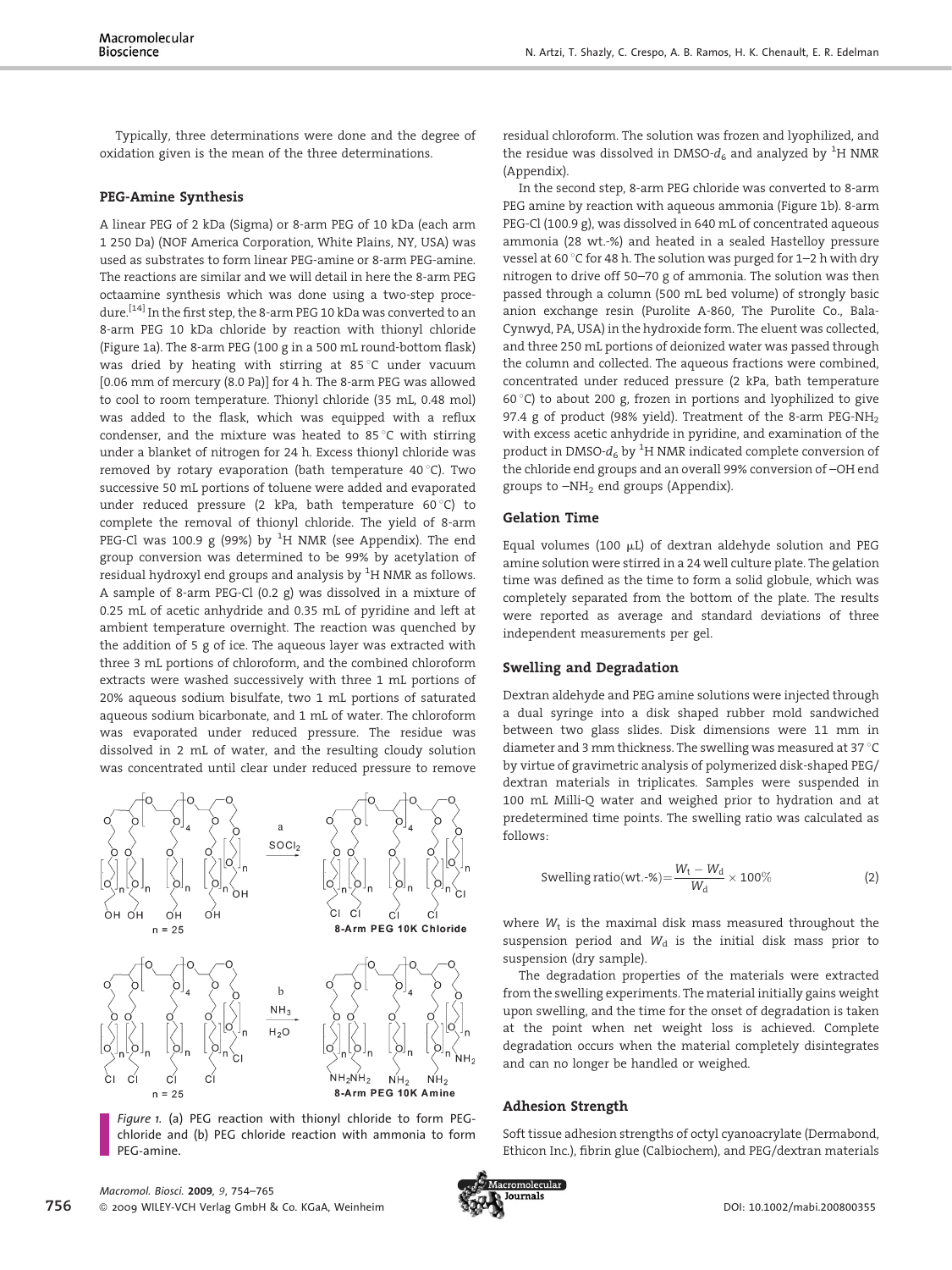Typically, three determinations were done and the degree of oxidation given is the mean of the three determinations.

### PEG-Amine Synthesis

A linear PEG of 2 kDa (Sigma) or 8-arm PEG of 10 kDa (each arm 1 250 Da) (NOF America Corporation, White Plains, NY, USA) was used as substrates to form linear PEG-amine or 8-arm PEG-amine. The reactions are similar and we will detail in here the 8-arm PEG octaamine synthesis which was done using a two-step procedure.[14] In the first step, the 8-arm PEG 10 kDa was converted to an 8-arm PEG 10 kDa chloride by reaction with thionyl chloride (Figure 1a). The 8-arm PEG (100 g in a 500 mL round-bottom flask) was dried by heating with stirring at 85 °C under vacuum [0.06 mm of mercury (8.0 Pa)] for 4 h. The 8-arm PEG was allowed to cool to room temperature. Thionyl chloride (35 mL, 0.48 mol) was added to the flask, which was equipped with a reflux condenser, and the mixture was heated to 85 °C with stirring under a blanket of nitrogen for 24 h. Excess thionyl chloride was removed by rotary evaporation (bath temperature 40 °C). Two successive 50 mL portions of toluene were added and evaporated under reduced pressure (2 kPa, bath temperature 60 °C) to complete the removal of thionyl chloride. The yield of 8-arm PEG-Cl was 100.9 g (99%) by $^1$H NMR (see Appendix). The end group conversion was determined to be 99% by acetylation of residual hydroxyl end groups and analysis by $^1$H NMR as follows. A sample of 8-arm PEG-Cl (0.2 g) was dissolved in a mixture of 0.25 mL of acetic anhydride and 0.35 mL of pyridine and left at ambient temperature overnight. The reaction was quenched by the addition of 5 g of ice. The aqueous layer was extracted with three 3 mL portions of chloroform, and the combined chloroform extracts were washed successively with three 1 mL portions of 20% aqueous sodium bisulfate, two 1 mL portions of saturated aqueous sodium bicarbonate, and 1 mL of water. The chloroform was evaporated under reduced pressure. The residue was dissolved in 2 mL of water, and the resulting cloudy solution was concentrated until clear under reduced pressure to remove residual chloroform. The solution was frozen and lyophilized, and the residue was dissolved in DMSO-$d_6$ and analyzed by $^1$H NMR (Appendix).

In the second step, 8-arm PEG chloride was converted to 8-arm PEG amine by reaction with aqueous ammonia (Figure 1b). 8-arm PEG-Cl (100.9 g), was dissolved in 640 mL of concentrated aqueous ammonia (28 wt.-%) and heated in a sealed Hastelloy pressure vessel at 60 °C for 48 h. The solution was purged for 1–2 h with dry nitrogen to drive off 50–70 g of ammonia. The solution was then passed through a column (500 mL bed volume) of strongly basic anion exchange resin (Purolite A-860, The Purolite Co., Bala-Cynwyd, PA, USA) in the hydroxide form. The eluent was collected, and three 250 mL portions of deionized water was passed through the column and collected. The aqueous fractions were combined, concentrated under reduced pressure (2 kPa, bath temperature 60 °C) to about 200 g, frozen in portions and lyophilized to give 97.4 g of product (98% yield). Treatment of the 8-arm PEG-$NH_2$ with excess acetic anhydride in pyridine, and examination of the product in DMSO-$d_6$ by $^1$H NMR indicated complete conversion of the chloride end groups and an overall 99% conversion of –OH end groups to –$NH_2$ end groups (Appendix).

Figure 1. (a) PEG reaction with thionyl chloride to form PEG-chloride and (b) PEG chloride reaction with ammonia to form PEG-amine.

### Gelation Time

Equal volumes (100 μL) of dextran aldehyde solution and PEG amine solution were stirred in a 24 well culture plate. The gelation time was defined as the time to form a solid globule, which was completely separated from the bottom of the plate. The results were reported as average and standard deviations of three independent measurements per gel.

### Swelling and Degradation

Dextran aldehyde and PEG amine solutions were injected through a dual syringe into a disk shaped rubber mold sandwiched between two glass slides. Disk dimensions were 11 mm in diameter and 3 mm thickness. The swelling was measured at 37 °C by virtue of gravimetric analysis of polymerized disk-shaped PEG/dextran materials in triplicates. Samples were suspended in 100 mL Milli-Q water and weighed prior to hydration and at predetermined time points. The swelling ratio was calculated as follows:

$$\text{Swelling ratio(wt.-\%)} = \frac{W_t - W_d}{W_d} \times 100\% \tag{2}$$

where $W_t$ is the maximal disk mass measured throughout the suspension period and $W_d$ is the initial disk mass prior to suspension (dry sample).

The degradation properties of the materials were extracted from the swelling experiments. The material initially gains weight upon swelling, and the time for the onset of degradation is taken at the point when net weight loss is achieved. Complete degradation occurs when the material completely disintegrates and can no longer be handled or weighed.

### Adhesion Strength

Soft tissue adhesion strengths of octyl cyanoacrylate (Dermabond, Ethicon Inc.), fibrin glue (Calbiochem), and PEG/dextran materials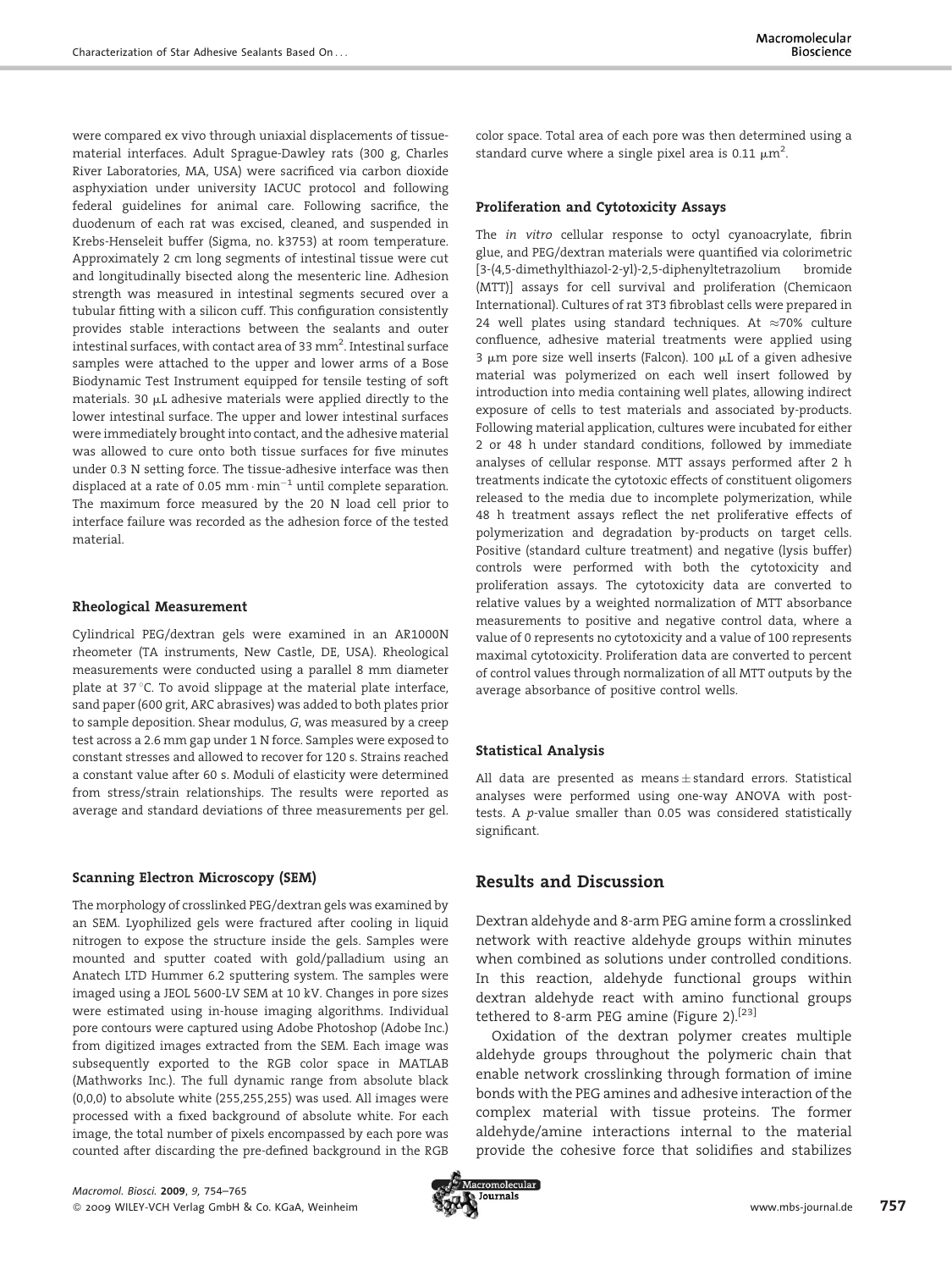were compared ex vivo through uniaxial displacements of tissue-material interfaces. Adult Sprague-Dawley rats (300 g, Charles River Laboratories, MA, USA) were sacrificed via carbon dioxide asphyxiation under university IACUC protocol and following federal guidelines for animal care. Following sacrifice, the duodenum of each rat was excised, cleaned, and suspended in Krebs-Henseleit buffer (Sigma, no. k3753) at room temperature. Approximately 2 cm long segments of intestinal tissue were cut and longitudinally bisected along the mesenteric line. Adhesion strength was measured in intestinal segments secured over a tubular fitting with a silicon cuff. This configuration consistently provides stable interactions between the sealants and outer intestinal surfaces, with contact area of 33 $mm^2$. Intestinal surface samples were attached to the upper and lower arms of a Bose Biodynamic Test Instrument equipped for tensile testing of soft materials. 30 μL adhesive materials were applied directly to the lower intestinal surface. The upper and lower intestinal surfaces were immediately brought into contact, and the adhesive material was allowed to cure onto both tissue surfaces for five minutes under 0.3 N setting force. The tissue-adhesive interface was then displaced at a rate of 0.05 $mm \cdot min^{-1}$ until complete separation. The maximum force measured by the 20 N load cell prior to interface failure was recorded as the adhesion force of the tested material.

### Rheological Measurement

Cylindrical PEG/dextran gels were examined in an AR1000N rheometer (TA instruments, New Castle, DE, USA). Rheological measurements were conducted using a parallel 8 mm diameter plate at 37 °C. To avoid slippage at the material plate interface, sand paper (600 grit, ARC abrasives) was added to both plates prior to sample deposition. Shear modulus, $G$, was measured by a creep test across a 2.6 mm gap under 1 N force. Samples were exposed to constant stresses and allowed to recover for 120 s. Strains reached a constant value after 60 s. Moduli of elasticity were determined from stress/strain relationships. The results were reported as average and standard deviations of three measurements per gel.

### Scanning Electron Microscopy (SEM)

The morphology of crosslinked PEG/dextran gels was examined by an SEM. Lyophilized gels were fractured after cooling in liquid nitrogen to expose the structure inside the gels. Samples were mounted and sputter coated with gold/palladium using an Anatech LTD Hummer 6.2 sputtering system. The samples were imaged using a JEOL 5600-LV SEM at 10 kV. Changes in pore sizes were estimated using in-house imaging algorithms. Individual pore contours were captured using Adobe Photoshop (Adobe Inc.) from digitized images extracted from the SEM. Each image was subsequently exported to the RGB color space in MATLAB (Mathworks Inc.). The full dynamic range from absolute black (0,0,0) to absolute white (255,255,255) was used. All images were processed with a fixed background of absolute white. For each image, the total number of pixels encompassed by each pore was counted after discarding the pre-defined background in the RGB color space. Total area of each pore was then determined using a standard curve where a single pixel area is 0.11 $\mu m^2$.

### Proliferation and Cytotoxicity Assays

The *in vitro* cellular response to octyl cyanoacrylate, fibrin glue, and PEG/dextran materials were quantified via colorimetric [3-(4,5-dimethylthiazol-2-yl)-2,5-diphenyltetrazolium bromide (MTT)] assays for cell survival and proliferation (Chemicaon International). Cultures of rat 3T3 fibroblast cells were prepared in 24 well plates using standard techniques. At ≈70% culture confluence, adhesive material treatments were applied using 3 μm pore size well inserts (Falcon). 100 μL of a given adhesive material was polymerized on each well insert followed by introduction into media containing well plates, allowing indirect exposure of cells to test materials and associated by-products. Following material application, cultures were incubated for either 2 or 48 h under standard conditions, followed by immediate analyses of cellular response. MTT assays performed after 2 h treatments indicate the cytotoxic effects of constituent oligomers released to the media due to incomplete polymerization, while 48 h treatment assays reflect the net proliferative effects of polymerization and degradation by-products on target cells. Positive (standard culture treatment) and negative (lysis buffer) controls were performed with both the cytotoxicity and proliferation assays. The cytotoxicity data are converted to relative values by a weighted normalization of MTT absorbance measurements to positive and negative control data, where a value of 0 represents no cytotoxicity and a value of 100 represents maximal cytotoxicity. Proliferation data are converted to percent of control values through normalization of all MTT outputs by the average absorbance of positive control wells.

### Statistical Analysis

All data are presented as means ± standard errors. Statistical analyses were performed using one-way ANOVA with post-tests. A $p$-value smaller than 0.05 was considered statistically significant.

## Results and Discussion

Dextran aldehyde and 8-arm PEG amine form a crosslinked network with reactive aldehyde groups within minutes when combined as solutions under controlled conditions. In this reaction, aldehyde functional groups within dextran aldehyde react with amino functional groups tethered to 8-arm PEG amine (Figure 2).[23]

Oxidation of the dextran polymer creates multiple aldehyde groups throughout the polymeric chain that enable network crosslinking through formation of imine bonds with the PEG amines and adhesive interaction of the complex material with tissue proteins. The former aldehyde/amine interactions internal to the material provide the cohesive force that solidifies and stabilizes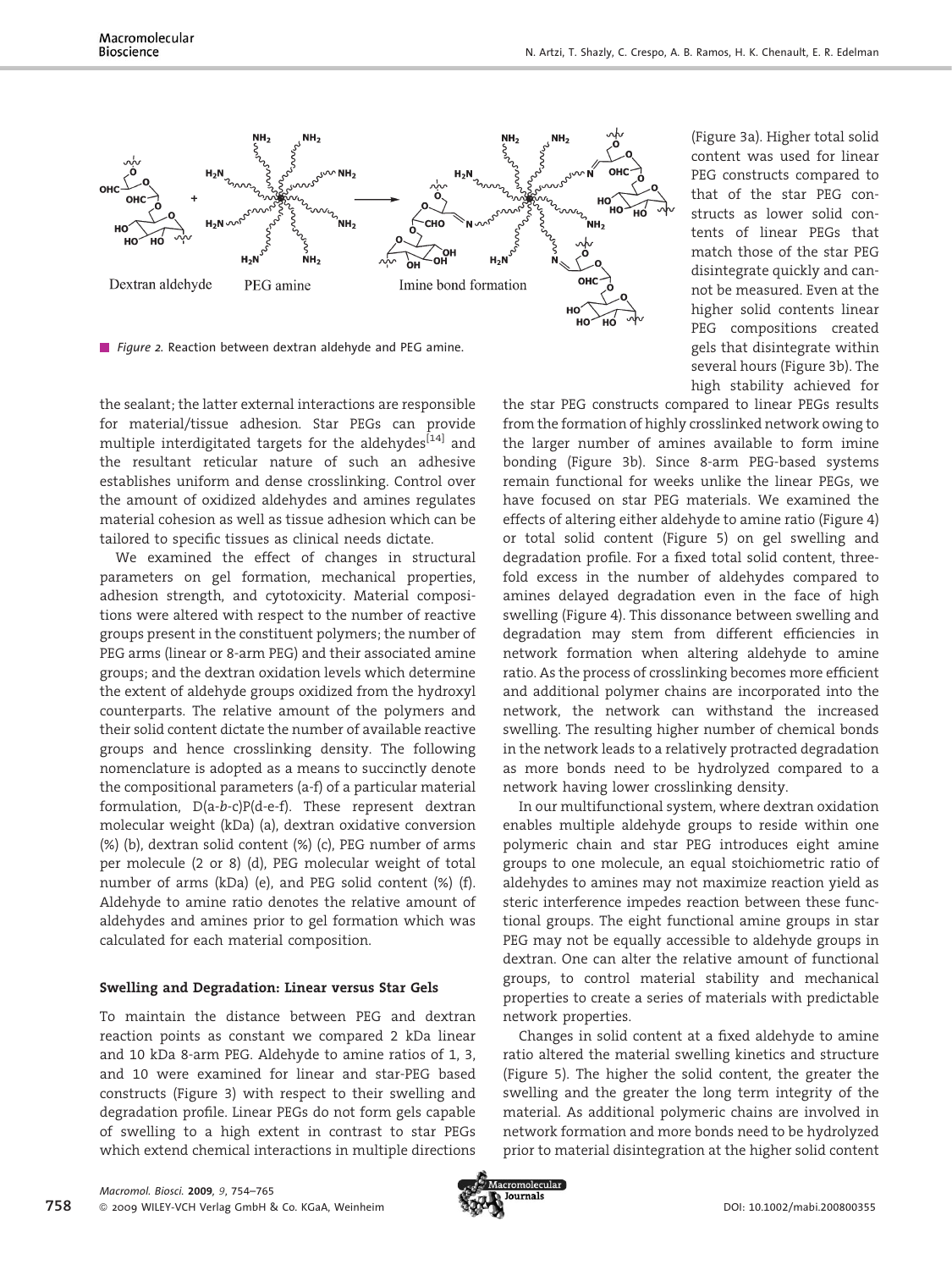*Figure 2.* Reaction between dextran aldehyde and PEG amine.

the sealant; the latter external interactions are responsible for material/tissue adhesion. Star PEGs can provide multiple interdigitated targets for the aldehydes[14] and the resultant reticular nature of such an adhesive establishes uniform and dense crosslinking. Control over the amount of oxidized aldehydes and amines regulates material cohesion as well as tissue adhesion which can be tailored to specific tissues as clinical needs dictate.

We examined the effect of changes in structural parameters on gel formation, mechanical properties, adhesion strength, and cytotoxicity. Material compositions were altered with respect to the number of reactive groups present in the constituent polymers; the number of PEG arms (linear or 8-arm PEG) and their associated amine groups; and the dextran oxidation levels which determine the extent of aldehyde groups oxidized from the hydroxyl counterparts. The relative amount of the polymers and their solid content dictate the number of available reactive groups and hence crosslinking density. The following nomenclature is adopted as a means to succinctly denote the compositional parameters (a-f) of a particular material formulation, D(a-*b*-c)P(d-e-f). These represent dextran molecular weight (kDa) (a), dextran oxidative conversion (%) (b), dextran solid content (%) (c), PEG number of arms per molecule (2 or 8) (d), PEG molecular weight of total number of arms (kDa) (e), and PEG solid content (%) (f). Aldehyde to amine ratio denotes the relative amount of aldehydes and amines prior to gel formation which was calculated for each material composition.

## Swelling and Degradation: Linear versus Star Gels

To maintain the distance between PEG and dextran reaction points as constant we compared 2 kDa linear and 10 kDa 8-arm PEG. Aldehyde to amine ratios of 1, 3, and 10 were examined for linear and star-PEG based constructs (Figure 3) with respect to their swelling and degradation profile. Linear PEGs do not form gels capable of swelling to a high extent in contrast to star PEGs which extend chemical interactions in multiple directions (Figure 3a). Higher total solid content was used for linear PEG constructs compared to that of the star PEG constructs as lower solid contents of linear PEGs that match those of the star PEG disintegrate quickly and cannot be measured. Even at the higher solid contents linear PEG compositions created gels that disintegrate within several hours (Figure 3b). The high stability achieved for the star PEG constructs compared to linear PEGs results from the formation of highly crosslinked network owing to the larger number of amines available to form imine bonding (Figure 3b). Since 8-arm PEG-based systems remain functional for weeks unlike the linear PEGs, we have focused on star PEG materials. We examined the effects of altering either aldehyde to amine ratio (Figure 4) or total solid content (Figure 5) on gel swelling and degradation profile. For a fixed total solid content, three-fold excess in the number of aldehydes compared to amines delayed degradation even in the face of high swelling (Figure 4). This dissonance between swelling and degradation may stem from different efficiencies in network formation when altering aldehyde to amine ratio. As the process of crosslinking becomes more efficient and additional polymer chains are incorporated into the network, the network can withstand the increased swelling. The resulting higher number of chemical bonds in the network leads to a relatively protracted degradation as more bonds need to be hydrolyzed compared to a network having lower crosslinking density.

In our multifunctional system, where dextran oxidation enables multiple aldehyde groups to reside within one polymeric chain and star PEG introduces eight amine groups to one molecule, an equal stoichiometric ratio of aldehydes to amines may not maximize reaction yield as steric interference impedes reaction between these functional groups. The eight functional amine groups in star PEG may not be equally accessible to aldehyde groups in dextran. One can alter the relative amount of functional groups, to control material stability and mechanical properties to create a series of materials with predictable network properties.

Changes in solid content at a fixed aldehyde to amine ratio altered the material swelling kinetics and structure (Figure 5). The higher the solid content, the greater the swelling and the greater the long term integrity of the material. As additional polymeric chains are involved in network formation and more bonds need to be hydrolyzed prior to material disintegration at the higher solid content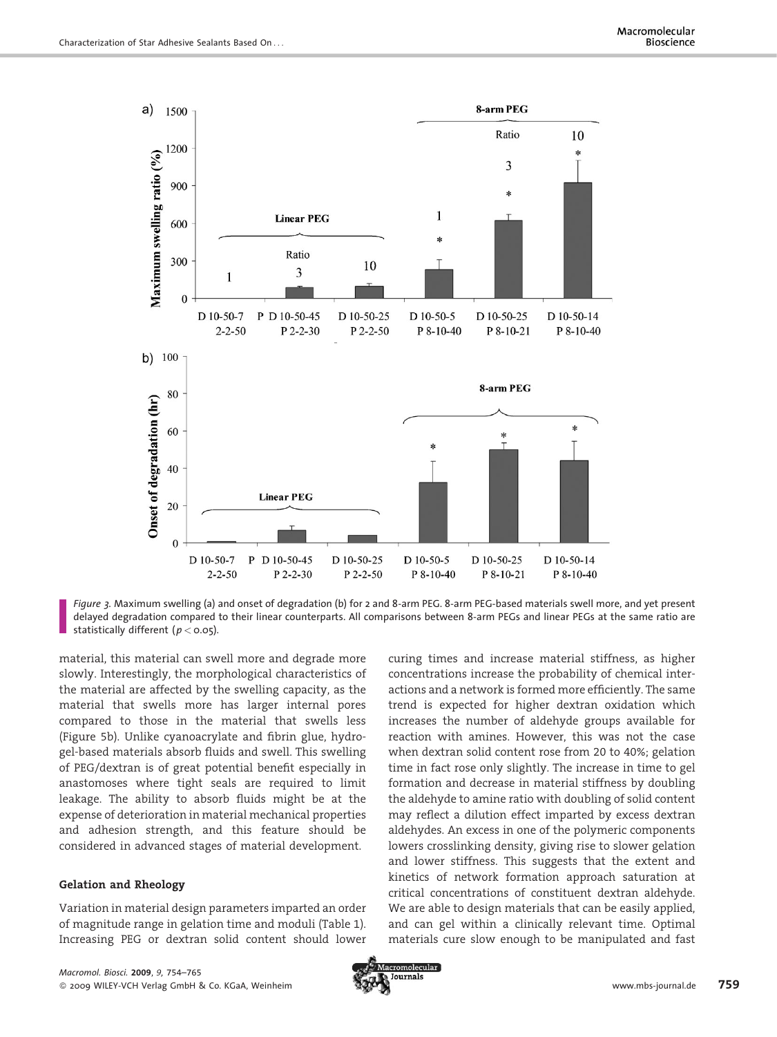*Figure 3.* Maximum swelling (a) and onset of degradation (b) for 2 and 8-arm PEG. 8-arm PEG-based materials swell more, and yet present delayed degradation compared to their linear counterparts. All comparisons between 8-arm PEGs and linear PEGs at the same ratio are statistically different ($p < 0.05$).

material, this material can swell more and degrade more slowly. Interestingly, the morphological characteristics of the material are affected by the swelling capacity, as the material that swells more has larger internal pores compared to those in the material that swells less (Figure 5b). Unlike cyanoacrylate and fibrin glue, hydrogel-based materials absorb fluids and swell. This swelling of PEG/dextran is of great potential benefit especially in anastomoses where tight seals are required to limit leakage. The ability to absorb fluids might be at the expense of deterioration in material mechanical properties and adhesion strength, and this feature should be considered in advanced stages of material development.

### Gelation and Rheology

Variation in material design parameters imparted an order of magnitude range in gelation time and moduli (Table 1). Increasing PEG or dextran solid content should lower curing times and increase material stiffness, as higher concentrations increase the probability of chemical interactions and a network is formed more efficiently. The same trend is expected for higher dextran oxidation which increases the number of aldehyde groups available for reaction with amines. However, this was not the case when dextran solid content rose from 20 to 40%; gelation time in fact rose only slightly. The increase in time to gel formation and decrease in material stiffness by doubling the aldehyde to amine ratio with doubling of solid content may reflect a dilution effect imparted by excess dextran aldehydes. An excess in one of the polymeric components lowers crosslinking density, giving rise to slower gelation and lower stiffness. This suggests that the extent and kinetics of network formation approach saturation at critical concentrations of constituent dextran aldehyde. We are able to design materials that can be easily applied, and can gel within a clinically relevant time. Optimal materials cure slow enough to be manipulated and fast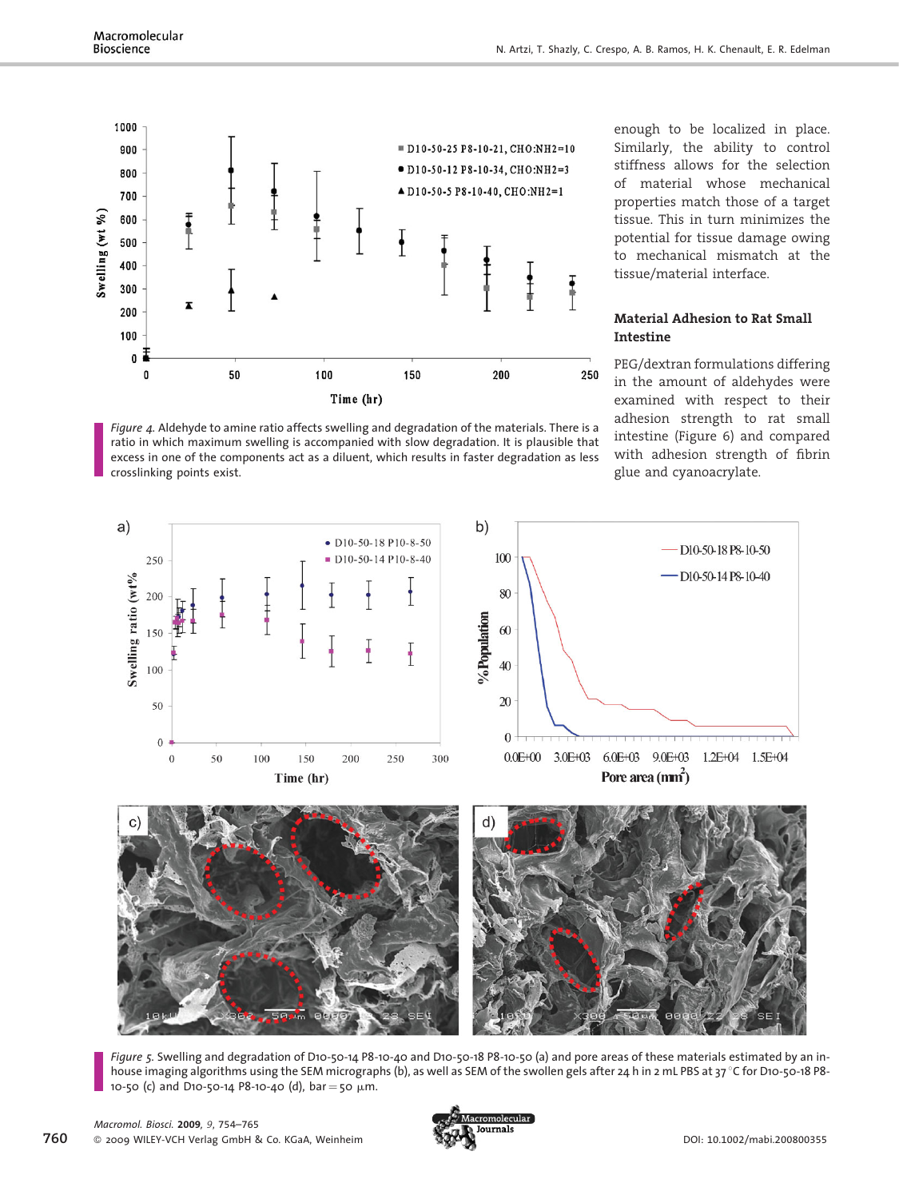*Figure 4.* Aldehyde to amine ratio affects swelling and degradation of the materials. There is a ratio in which maximum swelling is accompanied with slow degradation. It is plausible that excess in one of the components act as a diluent, which results in faster degradation as less crosslinking points exist.

enough to be localized in place. Similarly, the ability to control stiffness allows for the selection of material whose mechanical properties match those of a target tissue. This in turn minimizes the potential for tissue damage owing to mechanical mismatch at the tissue/material interface.

### Material Adhesion to Rat Small Intestine

PEG/dextran formulations differing in the amount of aldehydes were examined with respect to their adhesion strength to rat small intestine (Figure 6) and compared with adhesion strength of fibrin glue and cyanoacrylate.

*Figure 5.* Swelling and degradation of D10-50-14 P8-10-40 and D10-50-18 P8-10-50 (a) and pore areas of these materials estimated by an in-house imaging algorithms using the SEM micrographs (b), as well as SEM of the swollen gels after 24 h in 2 mL PBS at 37 °C for D10-50-18 P8-10-50 (c) and D10-50-14 P8-10-40 (d), bar = 50 μm.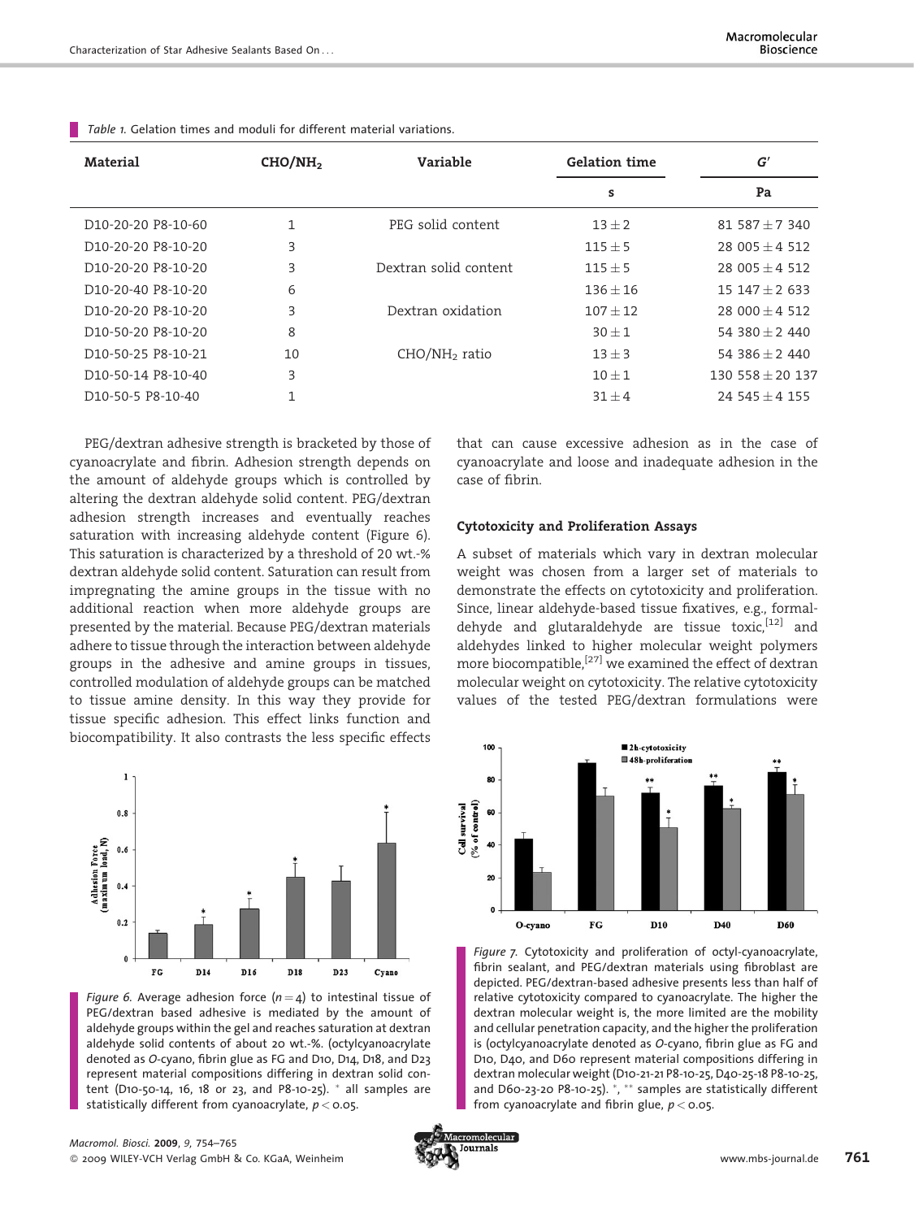*Table 1.* Gelation times and moduli for different material variations.

| Material | $CHO/NH_2$ | Variable | Gelation time | $G'$ |
|---|---|---|---|---|
| | | | s | Pa |
| D10-20-20 P8-10-60 | 1 | PEG solid content | $13 \pm 2$ | $81\,587 \pm 7\,340$ |
| D10-20-20 P8-10-20 | 3 | | $115 \pm 5$ | $28\,005 \pm 4\,512$ |
| D10-20-20 P8-10-20 | 3 | Dextran solid content | $115 \pm 5$ | $28\,005 \pm 4\,512$ |
| D10-20-40 P8-10-20 | 6 | | $136 \pm 16$ | $15\,147 \pm 2\,633$ |
| D10-20-20 P8-10-20 | 3 | Dextran oxidation | $107 \pm 12$ | $28\,000 \pm 4\,512$ |
| D10-50-20 P8-10-20 | 8 | | $30 \pm 1$ | $54\,380 \pm 2\,440$ |
| D10-50-25 P8-10-21 | 10 | $CHO/NH_2$ ratio | $13 \pm 3$ | $54\,386 \pm 2\,440$ |
| D10-50-14 P8-10-40 | 3 | | $10 \pm 1$ | $130\,558 \pm 20\,137$ |
| D10-50-5 P8-10-40 | 1 | | $31 \pm 4$ | $24\,545 \pm 4\,155$ |

PEG/dextran adhesive strength is bracketed by those of cyanoacrylate and fibrin. Adhesion strength depends on the amount of aldehyde groups which is controlled by altering the dextran aldehyde solid content. PEG/dextran adhesion strength increases and eventually reaches saturation with increasing aldehyde content (Figure 6). This saturation is characterized by a threshold of 20 wt.-% dextran aldehyde solid content. Saturation can result from impregnating the amine groups in the tissue with no additional reaction when more aldehyde groups are presented by the material. Because PEG/dextran materials adhere to tissue through the interaction between aldehyde groups in the adhesive and amine groups in tissues, controlled modulation of aldehyde groups can be matched to tissue amine density. In this way they provide for tissue specific adhesion. This effect links function and biocompatibility. It also contrasts the less specific effects that can cause excessive adhesion as in the case of cyanoacrylate and loose and inadequate adhesion in the case of fibrin.

*Figure 6.* Average adhesion force ($n = 4$) to intestinal tissue of PEG/dextran based adhesive is mediated by the amount of aldehyde groups within the gel and reaches saturation at dextran aldehyde solid contents of about 20 wt.-%. (octylcyanoacrylate denoted as *O*-cyano, fibrin glue as FG and D10, D14, D18, and D23 represent material compositions differing in dextran solid content (D10-50-14, 16, 18 or 23, and P8-10-25). * all samples are statistically different from cyanoacrylate, $p < 0.05$.

### Cytotoxicity and Proliferation Assays

A subset of materials which vary in dextran molecular weight was chosen from a larger set of materials to demonstrate the effects on cytotoxicity and proliferation. Since, linear aldehyde-based tissue fixatives, e.g., formaldehyde and glutaraldehyde are tissue toxic,[12] and aldehydes linked to higher molecular weight polymers more biocompatible,[27] we examined the effect of dextran molecular weight on cytotoxicity. The relative cytotoxicity values of the tested PEG/dextran formulations were

*Figure 7.* Cytotoxicity and proliferation of octyl-cyanoacrylate, fibrin sealant, and PEG/dextran materials using fibroblast are depicted. PEG/dextran-based adhesive presents less than half of relative cytotoxicity compared to cyanoacrylate. The higher the dextran molecular weight is, the more limited are the mobility and cellular penetration capacity, and the higher the proliferation is (octylcyanoacrylate denoted as *O*-cyano, fibrin glue as FG and D10, D40, and D60 represent material compositions differing in dextran molecular weight (D10-21-21 P8-10-25, D40-25-18 P8-10-25, and D60-23-20 P8-10-25). *, ** samples are statistically different from cyanoacrylate and fibrin glue, $p < 0.05$.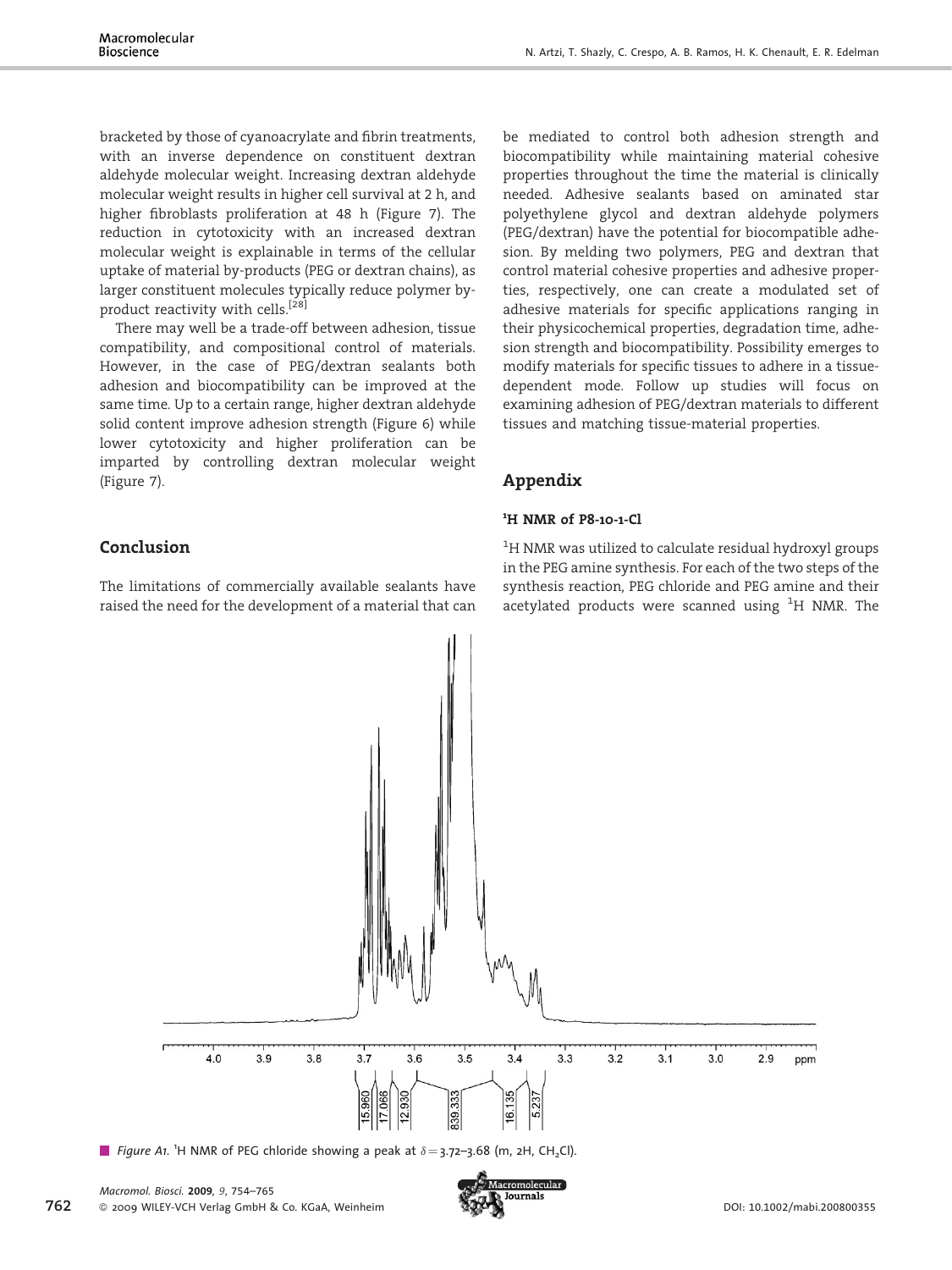bracketed by those of cyanoacrylate and fibrin treatments, with an inverse dependence on constituent dextran aldehyde molecular weight. Increasing dextran aldehyde molecular weight results in higher cell survival at 2 h, and higher fibroblasts proliferation at 48 h (Figure 7). The reduction in cytotoxicity with an increased dextran molecular weight is explainable in terms of the cellular uptake of material by-products (PEG or dextran chains), as larger constituent molecules typically reduce polymer by-product reactivity with cells.[28]

There may well be a trade-off between adhesion, tissue compatibility, and compositional control of materials. However, in the case of PEG/dextran sealants both adhesion and biocompatibility can be improved at the same time. Up to a certain range, higher dextran aldehyde solid content improve adhesion strength (Figure 6) while lower cytotoxicity and higher proliferation can be imparted by controlling dextran molecular weight (Figure 7).

## Conclusion

The limitations of commercially available sealants have raised the need for the development of a material that can be mediated to control both adhesion strength and biocompatibility while maintaining material cohesive properties throughout the time the material is clinically needed. Adhesive sealants based on aminated star polyethylene glycol and dextran aldehyde polymers (PEG/dextran) have the potential for biocompatible adhesion. By melding two polymers, PEG and dextran that control material cohesive properties and adhesive properties, respectively, one can create a modulated set of adhesive materials for specific applications ranging in their physicochemical properties, degradation time, adhesion strength and biocompatibility. Possibility emerges to modify materials for specific tissues to adhere in a tissue-dependent mode. Follow up studies will focus on examining adhesion of PEG/dextran materials to different tissues and matching tissue-material properties.

## Appendix

### $^1$H NMR of P8-10-1-Cl

$^1$H NMR was utilized to calculate residual hydroxyl groups in the PEG amine synthesis. For each of the two steps of the synthesis reaction, PEG chloride and PEG amine and their acetylated products were scanned using $^1$H NMR. The

*Figure A1.* $^1$H NMR of PEG chloride showing a peak at $\delta = 3.72$–$3.68$ (m, 2H, $CH_2Cl$).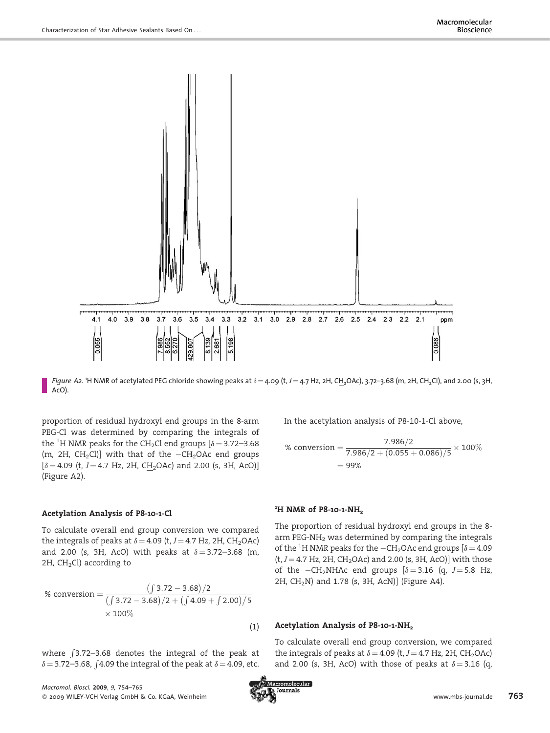*Figure A2.* $^1$H NMR of acetylated PEG chloride showing peaks at $\delta = 4.09$ (t, $J = 4.7$ Hz, 2H, C$\underline{H}_2$OAc), 3.72–3.68 (m, 2H, $CH_2Cl$), and 2.00 (s, 3H, AcO).

proportion of residual hydroxyl end groups in the 8-arm PEG-Cl was determined by comparing the integrals of the $^1$H NMR peaks for the $CH_2Cl$ end groups [$\delta = 3.72$–$3.68$ (m, 2H, $CH_2Cl$)] with that of the $-CH_2OAc$ end groups [$\delta = 4.09$ (t, $J = 4.7$ Hz, 2H, C$\underline{H}_2$OAc) and 2.00 (s, 3H, AcO)] (Figure A2).

### Acetylation Analysis of P8-10-1-Cl

To calculate overall end group conversion we compared the integrals of peaks at $\delta = 4.09$ (t, $J = 4.7$ Hz, 2H, $CH_2OAc$) and 2.00 (s, 3H, AcO) with peaks at $\delta = 3.72$–$3.68$ (m, 2H, $CH_2Cl$) according to

$$\%\ \text{conversion} = \frac{\left(\int 3.72 - 3.68\right)/2}{\left(\int 3.72 - 3.68\right)/2 + \left(\int 4.09 + \int 2.00\right)/5} \times 100\% \tag{1}$$

where $\int 3.72$–$3.68$ denotes the integral of the peak at $\delta = 3.72$–$3.68$, $\int 4.09$ the integral of the peak at $\delta = 4.09$, etc.

In the acetylation analysis of P8-10-1-Cl above,

$$\%\ \text{conversion} = \frac{7.986/2}{7.986/2 + (0.055 + 0.086)/5} \times 100\% = 99\%$$

### $^1$H NMR of P8-10-1-$NH_2$

The proportion of residual hydroxyl end groups in the 8-arm PEG-$NH_2$ was determined by comparing the integrals of the $^1$H NMR peaks for the $-CH_2OAc$ end groups [$\delta = 4.09$ (t, $J = 4.7$ Hz, 2H, $CH_2OAc$) and 2.00 (s, 3H, AcO)] with those of the $-CH_2NHAc$ end groups [$\delta = 3.16$ (q, $J = 5.8$ Hz, 2H, $CH_2N$) and 1.78 (s, 3H, AcN)] (Figure A4).

### Acetylation Analysis of P8-10-1-$NH_2$

To calculate overall end group conversion, we compared the integrals of peaks at $\delta = 4.09$ (t, $J = 4.7$ Hz, 2H, C$\underline{H}_2$OAc) and 2.00 (s, 3H, AcO) with those of peaks at $\delta = 3.16$ (q,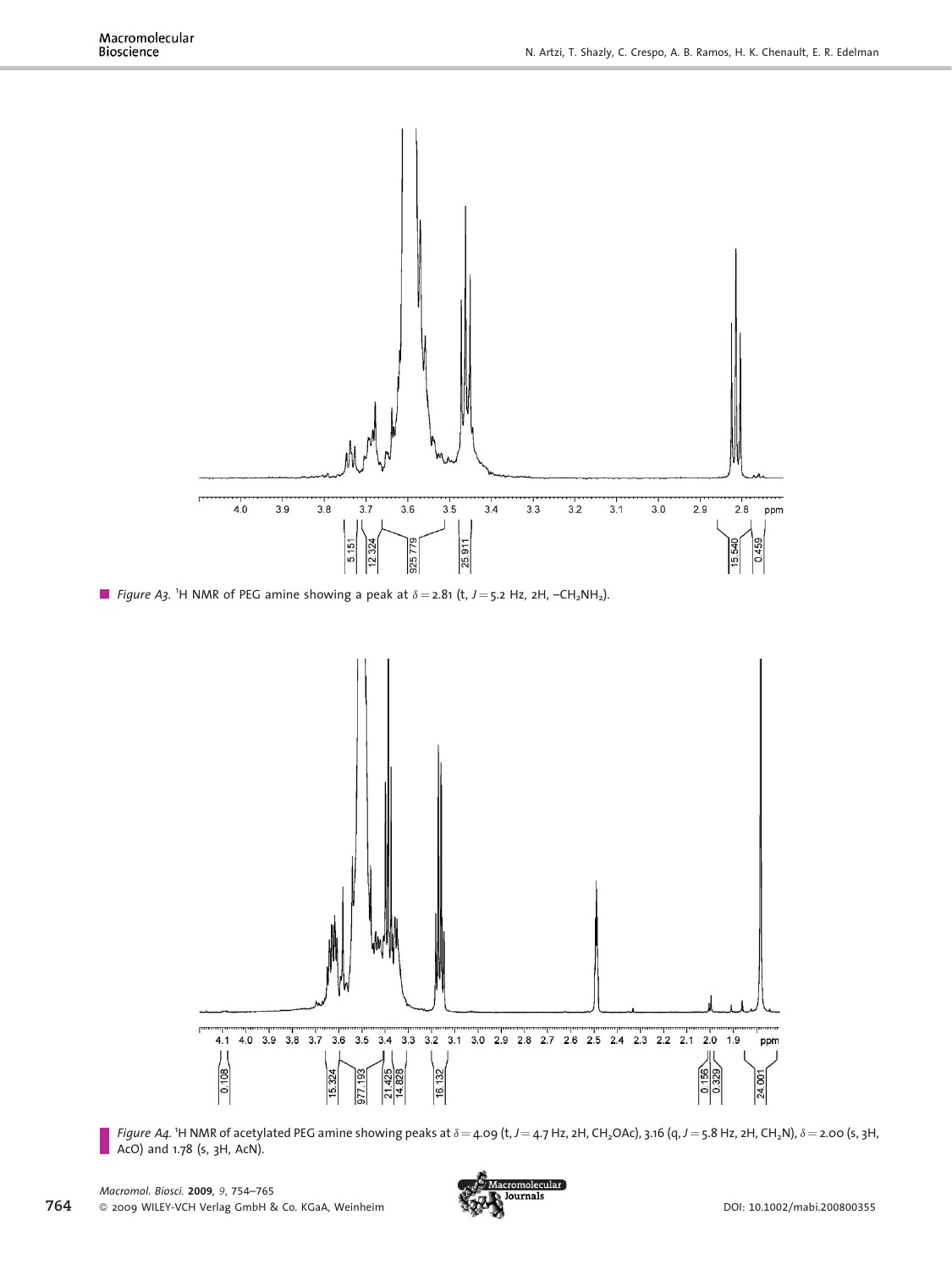Figure A3. $^{1}$H NMR of PEG amine showing a peak at $\delta = 2.81$ (t, $J = 5.2$ Hz, 2H, $-CH_2NH_2$).

Figure A4. $^{1}$H NMR of acetylated PEG amine showing peaks at $\delta = 4.09$ (t, $J = 4.7$ Hz, 2H, $CH_2OAc$), 3.16 (q, $J = 5.8$ Hz, 2H, $CH_2N$), $\delta = 2.00$ (s, 3H, AcO) and 1.78 (s, 3H, AcN).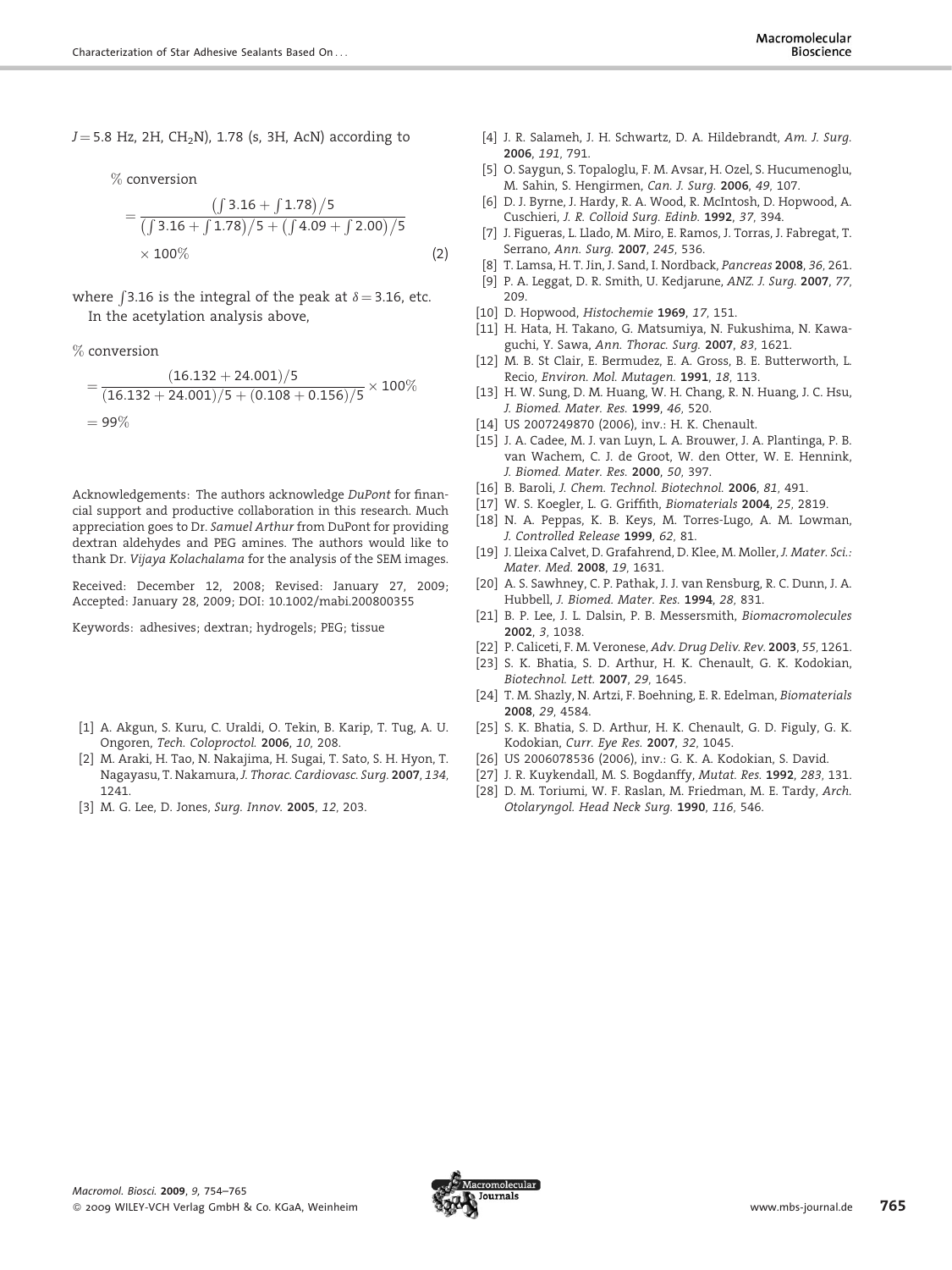$J = 5.8$ Hz, 2H, $CH_2N$), 1.78 (s, 3H, AcN) according to

$$\% \text{ conversion} = \frac{\left(\int 3.16 + \int 1.78\right)/5}{\left(\int 3.16 + \int 1.78\right)/5 + \left(\int 4.09 + \int 2.00\right)/5} \times 100\% \tag{2}$$

where $\int 3.16$ is the integral of the peak at $\delta = 3.16$, etc.

In the acetylation analysis above,

$$\% \text{ conversion} = \frac{(16.132 + 24.001)/5}{(16.132 + 24.001)/5 + (0.108 + 0.156)/5} \times 100\% = 99\%$$

Acknowledgements: The authors acknowledge *DuPont* for financial support and productive collaboration in this research. Much appreciation goes to Dr. *Samuel Arthur* from DuPont for providing dextran aldehydes and PEG amines. The authors would like to thank Dr. *Vijaya Kolachalama* for the analysis of the SEM images.

Received: December 12, 2008; Revised: January 27, 2009; Accepted: January 28, 2009; DOI: 10.1002/mabi.200800355

Keywords: adhesives; dextran; hydrogels; PEG; tissue

[1] A. Akgun, S. Kuru, C. Uraldi, O. Tekin, B. Karip, T. Tug, A. U. Ongoren, *Tech. Coloproctol.* **2006**, *10*, 208.
[2] M. Araki, H. Tao, N. Nakajima, H. Sugai, T. Sato, S. H. Hyon, T. Nagayasu, T. Nakamura, *J. Thorac. Cardiovasc. Surg.* **2007**, *134*, 1241.
[3] M. G. Lee, D. Jones, *Surg. Innov.* **2005**, *12*, 203.
[4] J. R. Salameh, J. H. Schwartz, D. A. Hildebrandt, *Am. J. Surg.* **2006**, *191*, 791.
[5] O. Saygun, S. Topaloglu, F. M. Avsar, H. Ozel, S. Hucumenoglu, M. Sahin, S. Hengirmen, *Can. J. Surg.* **2006**, *49*, 107.
[6] D. J. Byrne, J. Hardy, R. A. Wood, R. McIntosh, D. Hopwood, A. Cuschieri, *J. R. Colloid Surg. Edinb.* **1992**, *37*, 394.
[7] J. Figueras, L. Llado, M. Miro, E. Ramos, J. Torras, J. Fabregat, T. Serrano, *Ann. Surg.* **2007**, *245*, 536.
[8] T. Lamsa, H. T. Jin, J. Sand, I. Nordback, *Pancreas* **2008**, *36*, 261.
[9] P. A. Leggat, D. R. Smith, U. Kedjarune, *ANZ. J. Surg.* **2007**, *77*, 209.
[10] D. Hopwood, *Histochemie* **1969**, *17*, 151.
[11] H. Hata, H. Takano, G. Matsumiya, N. Fukushima, N. Kawaguchi, Y. Sawa, *Ann. Thorac. Surg.* **2007**, *83*, 1621.
[12] M. B. St Clair, E. Bermudez, E. A. Gross, B. E. Butterworth, L. Recio, *Environ. Mol. Mutagen.* **1991**, *18*, 113.
[13] H. W. Sung, D. M. Huang, W. H. Chang, R. N. Huang, J. C. Hsu, *J. Biomed. Mater. Res.* **1999**, *46*, 520.
[14] US 2007249870 (2006), inv.: H. K. Chenault.
[15] J. A. Cadee, M. J. van Luyn, L. A. Brouwer, J. A. Plantinga, P. B. van Wachem, C. J. de Groot, W. den Otter, W. E. Hennink, *J. Biomed. Mater. Res.* **2000**, *50*, 397.
[16] B. Baroli, *J. Chem. Technol. Biotechnol.* **2006**, *81*, 491.
[17] W. S. Koegler, L. G. Griffith, *Biomaterials* **2004**, *25*, 2819.
[18] N. A. Peppas, K. B. Keys, M. Torres-Lugo, A. M. Lowman, *J. Controlled Release* **1999**, *62*, 81.
[19] J. Lleixa Calvet, D. Grafahrend, D. Klee, M. Moller, *J. Mater. Sci.: Mater. Med.* **2008**, *19*, 1631.
[20] A. S. Sawhney, C. P. Pathak, J. J. van Rensburg, R. C. Dunn, J. A. Hubbell, *J. Biomed. Mater. Res.* **1994**, *28*, 831.
[21] B. P. Lee, J. L. Dalsin, P. B. Messersmith, *Biomacromolecules* **2002**, *3*, 1038.
[22] P. Caliceti, F. M. Veronese, *Adv. Drug Deliv. Rev.* **2003**, *55*, 1261.
[23] S. K. Bhatia, S. D. Arthur, H. K. Chenault, G. K. Kodokian, *Biotechnol. Lett.* **2007**, *29*, 1645.
[24] T. M. Shazly, N. Artzi, F. Boehning, E. R. Edelman, *Biomaterials* **2008**, *29*, 4584.
[25] S. K. Bhatia, S. D. Arthur, H. K. Chenault, G. D. Figuly, G. K. Kodokian, *Curr. Eye Res.* **2007**, *32*, 1045.
[26] US 2006078536 (2006), inv.: G. K. A. Kodokian, S. David.
[27] J. R. Kuykendall, M. S. Bogdanffy, *Mutat. Res.* **1992**, *283*, 131.
[28] D. M. Toriumi, W. F. Raslan, M. Friedman, M. E. Tardy, *Arch. Otolaryngol. Head Neck Surg.* **1990**, *116*, 546.